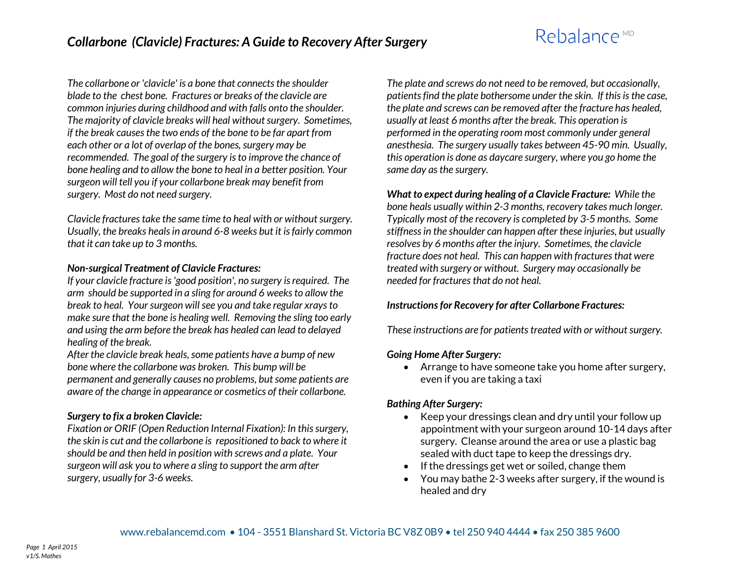# *Collarbone (Clavicle) Fractures: A Guide to Recovery After Surgery*

Rebalance MD

*The collarbone or 'clavicle' is a bone that connects the shoulder blade to the chest bone. Fractures or breaks of the clavicle are common injuries during childhood and with falls onto the shoulder. The majority of clavicle breaks will heal without surgery. Sometimes, if the break causes the two ends of the bone to be far apart from each other or a lot of overlap of the bones, surgery may be recommended. The goal of the surgery is to improve the chance of bone healing and to allow the bone to heal in a better position. Your surgeon will tell you if your collarbone break may benefit from surgery. Most do not need surgery.*

*Clavicle fractures take the same time to heal with or without surgery. Usually, the breaks heals in around 6-8 weeks but it is fairly common that it can take up to 3 months.*

***Non-surgical Treatment of Clavicle Fractures:***

*If your clavicle fracture is 'good position', no surgery is required. The arm should be supported in a sling for around 6 weeks to allow the break to heal. Your surgeon will see you and take regular xrays to make sure that the bone is healing well. Removing the sling too early and using the arm before the break has healed can lead to delayed healing of the break.*

*After the clavicle break heals, some patients have a bump of new bone where the collarbone was broken. This bump will be permanent and generally causes no problems, but some patients are aware of the change in appearance or cosmetics of their collarbone.*

***Surgery to fix a broken Clavicle:***

*Fixation or ORIF (Open Reduction Internal Fixation): In this surgery, the skin is cut and the collarbone is repositioned to back to where it should be and then held in position with screws and a plate. Your surgeon will ask you to where a sling to support the arm after surgery, usually for 3-6 weeks.*

*The plate and screws do not need to be removed, but occasionally, patients find the plate bothersome under the skin. If this is the case, the plate and screws can be removed after the fracture has healed, usually at least 6 months after the break. This operation is performed in the operating room most commonly under general anesthesia. The surgery usually takes between 45-90 min. Usually, this operation is done as daycare surgery, where you go home the same day as the surgery.*

***What to expect during healing of a Clavicle Fracture:*** *While the bone heals usually within 2-3 months, recovery takes much longer. Typically most of the recovery is completed by 3-5 months. Some stiffness in the shoulder can happen after these injuries, but usually resolves by 6 months after the injury. Sometimes, the clavicle fracture does not heal. This can happen with fractures that were treated with surgery or without. Surgery may occasionally be needed for fractures that do not heal.*

***Instructions for Recovery for after Collarbone Fractures:***

*These instructions are for patients treated with or without surgery.*

***Going Home After Surgery:***

- Arrange to have someone take you home after surgery, even if you are taking a taxi

***Bathing After Surgery:***

- Keep your dressings clean and dry until your follow up appointment with your surgeon around 10-14 days after surgery. Cleanse around the area or use a plastic bag sealed with duct tape to keep the dressings dry.
- If the dressings get wet or soiled, change them
- You may bathe 2-3 weeks after surgery, if the wound is healed and dry

www.rebalancemd.com • 104 - 3551 Blanshard St. Victoria BC V8Z 0B9 • tel 250 940 4444 • fax 250 385 9600

*April 2015*
*v1/S. Mathes*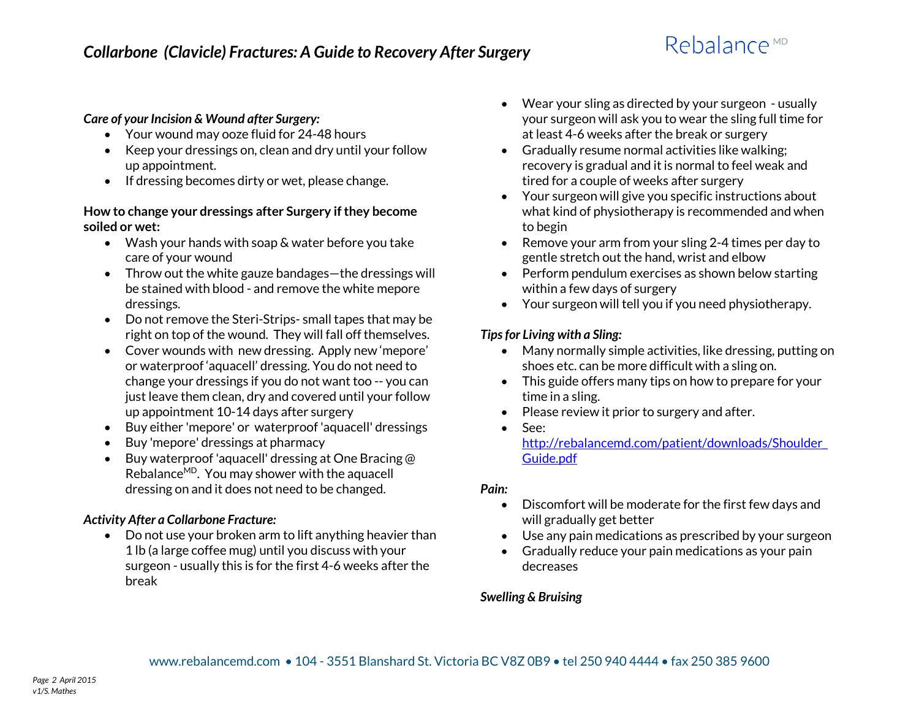*Collarbone (Clavicle) Fractures: A Guide to Recovery After Surgery*

***Care of your Incision & Wound after Surgery:***

- Your wound may ooze fluid for 24-48 hours
- Keep your dressings on, clean and dry until your follow up appointment.
- If dressing becomes dirty or wet, please change.

**How to change your dressings after Surgery if they become soiled or wet:**

- Wash your hands with soap & water before you take care of your wound
- Throw out the white gauze bandages—the dressings will be stained with blood - and remove the white mepore dressings.
- Do not remove the Steri-Strips- small tapes that may be right on top of the wound. They will fall off themselves.
- Cover wounds with new dressing. Apply new 'mepore' or waterproof 'aquacell' dressing. You do not need to change your dressings if you do not want too -- you can just leave them clean, dry and covered until your follow up appointment 10-14 days after surgery
- Buy either 'mepore' or waterproof 'aquacell' dressings
- Buy 'mepore' dressings at pharmacy
- Buy waterproof 'aquacell' dressing at One Bracing @ Rebalance[MD]. You may shower with the aquacell dressing on and it does not need to be changed.

***Activity After a Collarbone Fracture:***

- Do not use your broken arm to lift anything heavier than 1 lb (a large coffee mug) until you discuss with your surgeon - usually this is for the first 4-6 weeks after the break
- Wear your sling as directed by your surgeon - usually your surgeon will ask you to wear the sling full time for at least 4-6 weeks after the break or surgery
- Gradually resume normal activities like walking; recovery is gradual and it is normal to feel weak and tired for a couple of weeks after surgery
- Your surgeon will give you specific instructions about what kind of physiotherapy is recommended and when to begin
- Remove your arm from your sling 2-4 times per day to gentle stretch out the hand, wrist and elbow
- Perform pendulum exercises as shown below starting within a few days of surgery
- Your surgeon will tell you if you need physiotherapy.

***Tips for Living with a Sling:***

- Many normally simple activities, like dressing, putting on shoes etc. can be more difficult with a sling on.
- This guide offers many tips on how to prepare for your time in a sling.
- Please review it prior to surgery and after.
- See: [http://rebalancemd.com/patient/downloads/Shoulder_Guide.pdf](http://rebalancemd.com/patient/downloads/Shoulder_Guide.pdf)

***Pain:***

- Discomfort will be moderate for the first few days and will gradually get better
- Use any pain medications as prescribed by your surgeon
- Gradually reduce your pain medications as your pain decreases

***Swelling & Bruising***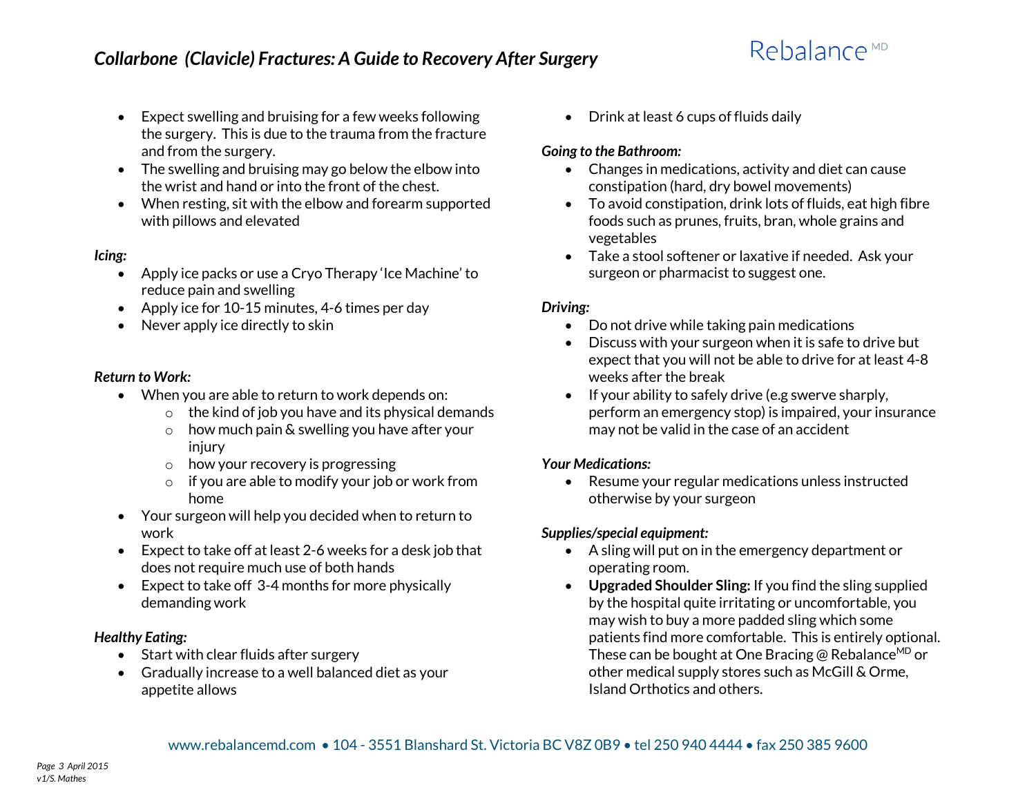- Expect swelling and bruising for a few weeks following the surgery. This is due to the trauma from the fracture and from the surgery.
- The swelling and bruising may go below the elbow into the wrist and hand or into the front of the chest.
- When resting, sit with the elbow and forearm supported with pillows and elevated

***Icing:***

- Apply ice packs or use a Cryo Therapy 'Ice Machine' to reduce pain and swelling
- Apply ice for 10-15 minutes, 4-6 times per day
- Never apply ice directly to skin

***Return to Work:***

- When you are able to return to work depends on:
  - the kind of job you have and its physical demands
  - how much pain & swelling you have after your injury
  - how your recovery is progressing
  - if you are able to modify your job or work from home
- Your surgeon will help you decided when to return to work
- Expect to take off at least 2-6 weeks for a desk job that does not require much use of both hands
- Expect to take off 3-4 months for more physically demanding work

***Healthy Eating:***

- Start with clear fluids after surgery
- Gradually increase to a well balanced diet as your appetite allows
- Drink at least 6 cups of fluids daily

***Going to the Bathroom:***

- Changes in medications, activity and diet can cause constipation (hard, dry bowel movements)
- To avoid constipation, drink lots of fluids, eat high fibre foods such as prunes, fruits, bran, whole grains and vegetables
- Take a stool softener or laxative if needed. Ask your surgeon or pharmacist to suggest one.

***Driving:***

- Do not drive while taking pain medications
- Discuss with your surgeon when it is safe to drive but expect that you will not be able to drive for at least 4-8 weeks after the break
- If your ability to safely drive (e.g swerve sharply, perform an emergency stop) is impaired, your insurance may not be valid in the case of an accident

***Your Medications:***

- Resume your regular medications unless instructed otherwise by your surgeon

***Supplies/special equipment:***

- A sling will put on in the emergency department or operating room.
- **Upgraded Shoulder Sling:** If you find the sling supplied by the hospital quite irritating or uncomfortable, you may wish to buy a more padded sling which some patients find more comfortable. This is entirely optional. These can be bought at One Bracing @ Rebalance[MD] or other medical supply stores such as McGill & Orme, Island Orthotics and others.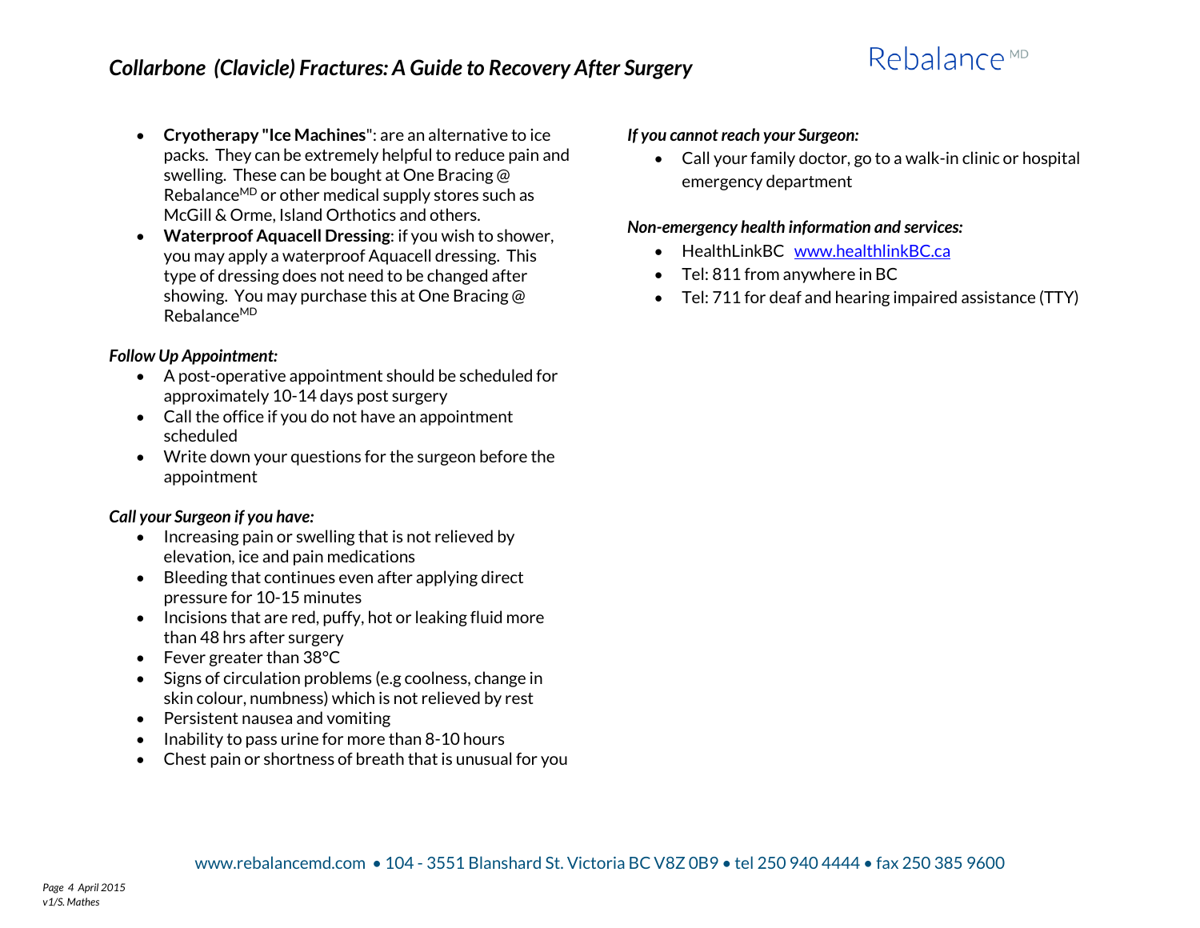- **Cryotherapy "Ice Machines"**: are an alternative to ice packs. They can be extremely helpful to reduce pain and swelling. These can be bought at One Bracing @ Rebalance[MD] or other medical supply stores such as McGill & Orme, Island Orthotics and others.
- **Waterproof Aquacell Dressing**: if you wish to shower, you may apply a waterproof Aquacell dressing. This type of dressing does not need to be changed after showing. You may purchase this at One Bracing @ Rebalance[MD]

***Follow Up Appointment:***

- A post-operative appointment should be scheduled for approximately 10-14 days post surgery
- Call the office if you do not have an appointment scheduled
- Write down your questions for the surgeon before the appointment

***Call your Surgeon if you have:***

- Increasing pain or swelling that is not relieved by elevation, ice and pain medications
- Bleeding that continues even after applying direct pressure for 10-15 minutes
- Incisions that are red, puffy, hot or leaking fluid more than 48 hrs after surgery
- Fever greater than 38°C
- Signs of circulation problems (e.g coolness, change in skin colour, numbness) which is not relieved by rest
- Persistent nausea and vomiting
- Inability to pass urine for more than 8-10 hours
- Chest pain or shortness of breath that is unusual for you

***If you cannot reach your Surgeon:***

- Call your family doctor, go to a walk-in clinic or hospital emergency department

***Non-emergency health information and services:***

- HealthLinkBC [www.healthlinkBC.ca](http://www.healthlinkBC.ca)
- Tel: 811 from anywhere in BC
- Tel: 711 for deaf and hearing impaired assistance (TTY)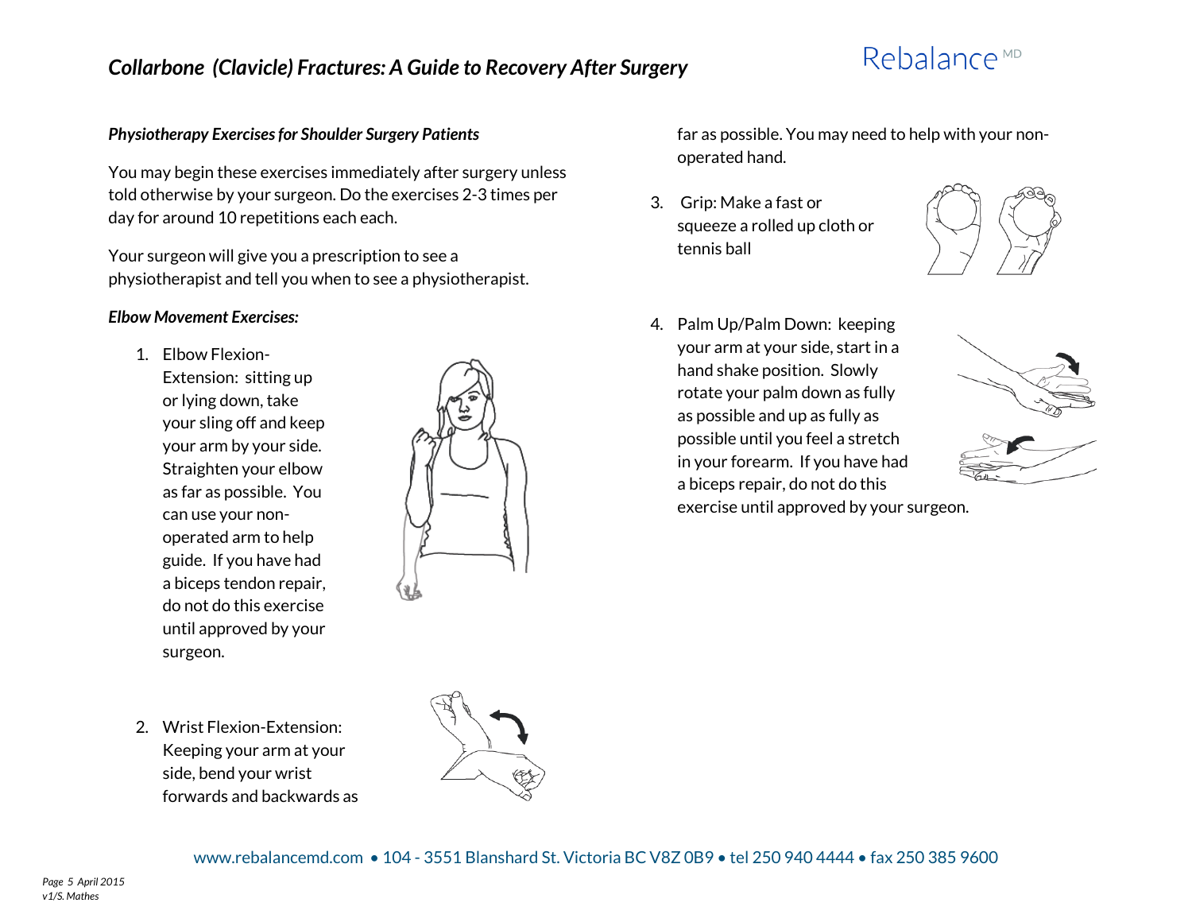## Physiotherapy Exercises for Shoulder Surgery Patients

You may begin these exercises immediately after surgery unless told otherwise by your surgeon. Do the exercises 2-3 times per day for around 10 repetitions each each.

Your surgeon will give you a prescription to see a physiotherapist and tell you when to see a physiotherapist.

### Elbow Movement Exercises:

1. Elbow Flexion-Extension: sitting up or lying down, take your sling off and keep your arm by your side. Straighten your elbow as far as possible. You can use your non-operated arm to help guide. If you have had a biceps tendon repair, do not do this exercise until approved by your surgeon.

2. Wrist Flexion-Extension: Keeping your arm at your side, bend your wrist forwards and backwards as far as possible. You may need to help with your non-operated hand.

3. Grip: Make a fast or squeeze a rolled up cloth or tennis ball

4. Palm Up/Palm Down: keeping your arm at your side, start in a hand shake position. Slowly rotate your palm down as fully as possible and up as fully as possible until you feel a stretch in your forearm. If you have had a biceps repair, do not do this exercise until approved by your surgeon.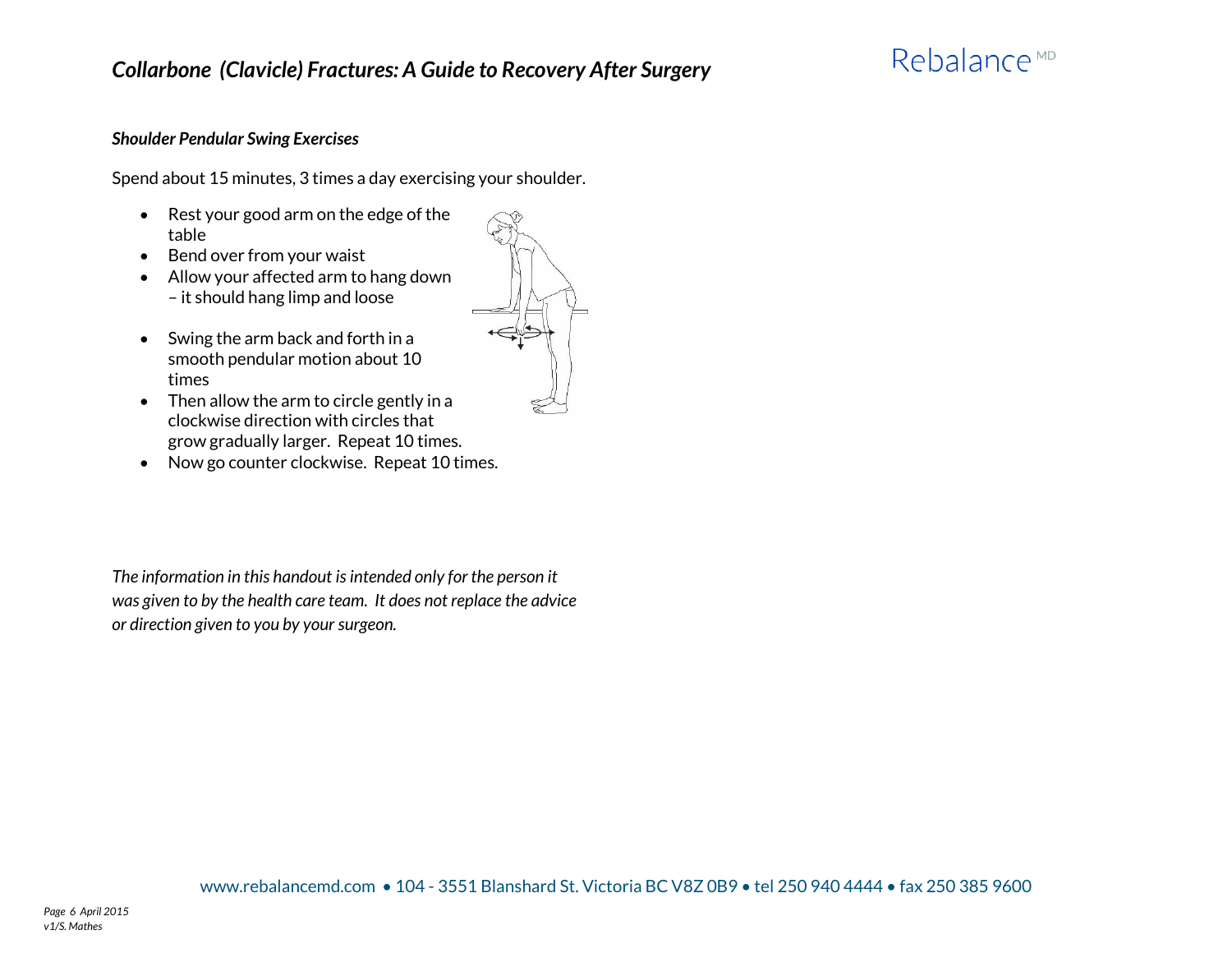### *Shoulder Pendular Swing Exercises*

Spend about 15 minutes, 3 times a day exercising your shoulder.

- Rest your good arm on the edge of the table
- Bend over from your waist
- Allow your affected arm to hang down – it should hang limp and loose

- Swing the arm back and forth in a smooth pendular motion about 10 times
- Then allow the arm to circle gently in a clockwise direction with circles that grow gradually larger. Repeat 10 times.
- Now go counter clockwise. Repeat 10 times.

*The information in this handout is intended only for the person it was given to by the health care team. It does not replace the advice or direction given to you by your surgeon.*

www.rebalancemd.com • 104 - 3551 Blanshard St. Victoria BC V8Z 0B9 • tel 250 940 4444 • fax 250 385 9600

*April 2015*
*v1/S. Mathes*